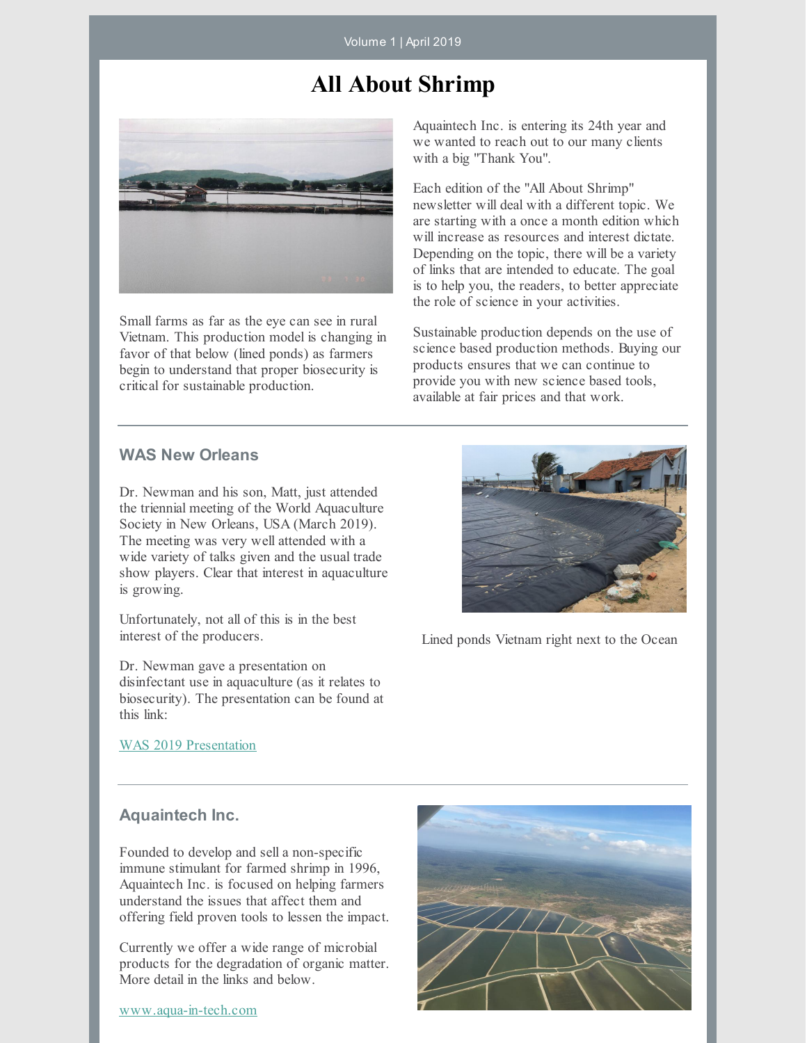Volume 1 | April 2019

# All About Shrimp

Small farms as far as the eye can see in rural Vietnam. This production model is changing in favor of that below (lined ponds) as farmers begin to understand that proper biosecurity is critical for sustainable production.

Aquaintech Inc. is entering its 24th year and we wanted to reach out to our many clients with a big "Thank You".

Each edition of the "All About Shrimp" newsletter will deal with a different topic. We are starting with a once a month edition which will increase as resources and interest dictate. Depending on the topic, there will be a variety of links that are intended to educate. The goal is to help you, the readers, to better appreciate the role of science in your activities.

Sustainable production depends on the use of science based production methods. Buying our products ensures that we can continue to provide you with new science based tools, available at fair prices and that work.

---

## WAS New Orleans

Dr. Newman and his son, Matt, just attended the triennial meeting of the World Aquaculture Society in New Orleans, USA (March 2019). The meeting was very well attended with a wide variety of talks given and the usual trade show players. Clear that interest in aquaculture is growing.

Unfortunately, not all of this is in the best interest of the producers.

Dr. Newman gave a presentation on disinfectant use in aquaculture (as it relates to biosecurity). The presentation can be found at this link:

WAS 2019 Presentation

Lined ponds Vietnam right next to the Ocean

---

## Aquaintech Inc.

Founded to develop and sell a non-specific immune stimulant for farmed shrimp in 1996, Aquaintech Inc. is focused on helping farmers understand the issues that affect them and offering field proven tools to lessen the impact.

Currently we offer a wide range of microbial products for the degradation of organic matter. More detail in the links and below.

www.aqua-in-tech.com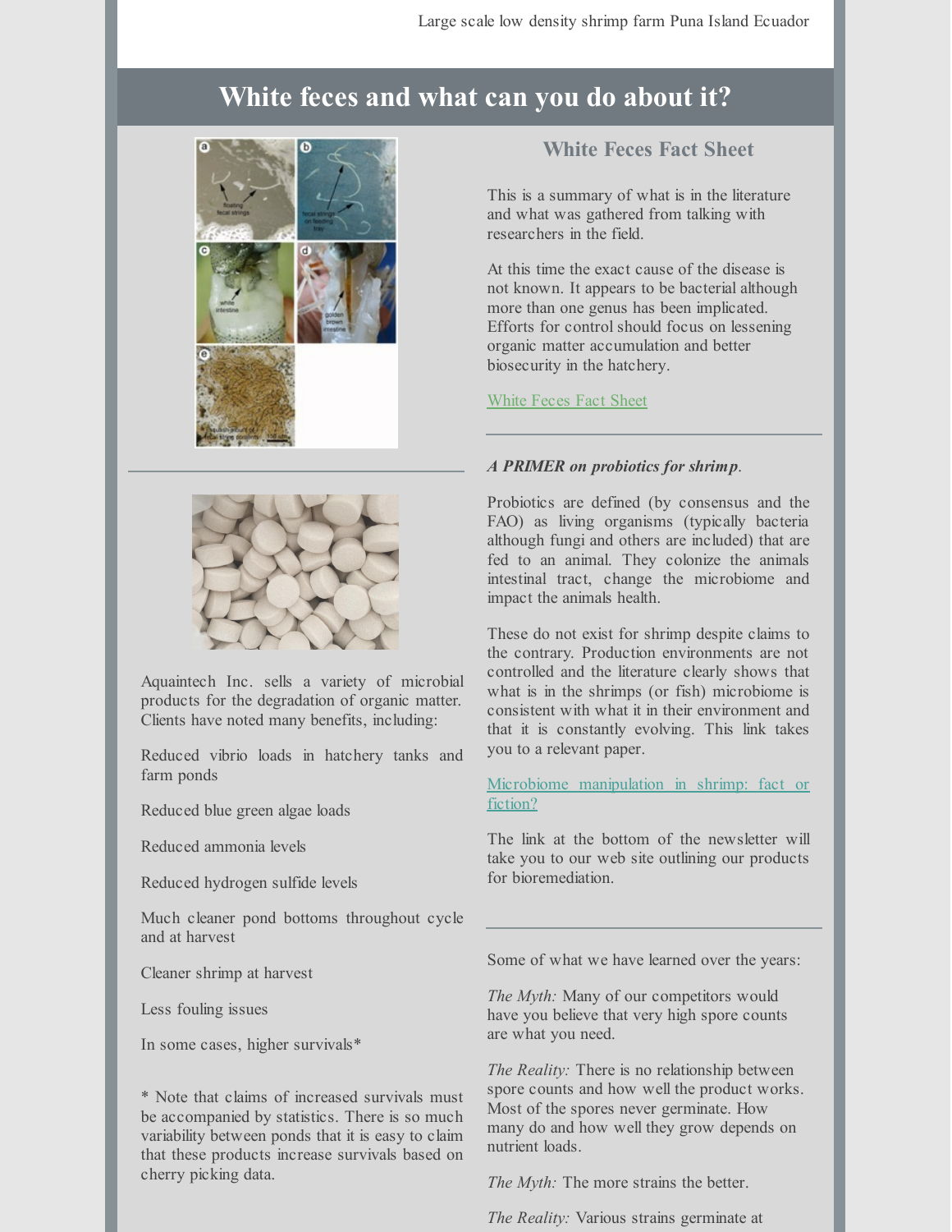Large scale low density shrimp farm Puna Island Ecuador

# White feces and what can you do about it?

Aquaintech Inc. sells a variety of microbial products for the degradation of organic matter. Clients have noted many benefits, including:

Reduced vibrio loads in hatchery tanks and farm ponds

Reduced blue green algae loads

Reduced ammonia levels

Reduced hydrogen sulfide levels

Much cleaner pond bottoms throughout cycle and at harvest

Cleaner shrimp at harvest

Less fouling issues

In some cases, higher survivals*

* Note that claims of increased survivals must be accompanied by statistics. There is so much variability between ponds that it is easy to claim that these products increase survivals based on cherry picking data.

## White Feces Fact Sheet

This is a summary of what is in the literature and what was gathered from talking with researchers in the field.

At this time the exact cause of the disease is not known. It appears to be bacterial although more than one genus has been implicated. Efforts for control should focus on lessening organic matter accumulation and better biosecurity in the hatchery.

White Feces Fact Sheet

***A PRIMER on probiotics for shrimp*.**

Probiotics are defined (by consensus and the FAO) as living organisms (typically bacteria although fungi and others are included) that are fed to an animal. They colonize the animals intestinal tract, change the microbiome and impact the animals health.

These do not exist for shrimp despite claims to the contrary. Production environments are not controlled and the literature clearly shows that what is in the shrimps (or fish) microbiome is consistent with what it in their environment and that it is constantly evolving. This link takes you to a relevant paper.

Microbiome manipulation in shrimp: fact or fiction?

The link at the bottom of the newsletter will take you to our web site outlining our products for bioremediation.

Some of what we have learned over the years:

*The Myth:* Many of our competitors would have you believe that very high spore counts are what you need.

*The Reality:* There is no relationship between spore counts and how well the product works. Most of the spores never germinate. How many do and how well they grow depends on nutrient loads.

*The Myth:* The more strains the better.

*The Reality:* Various strains germinate at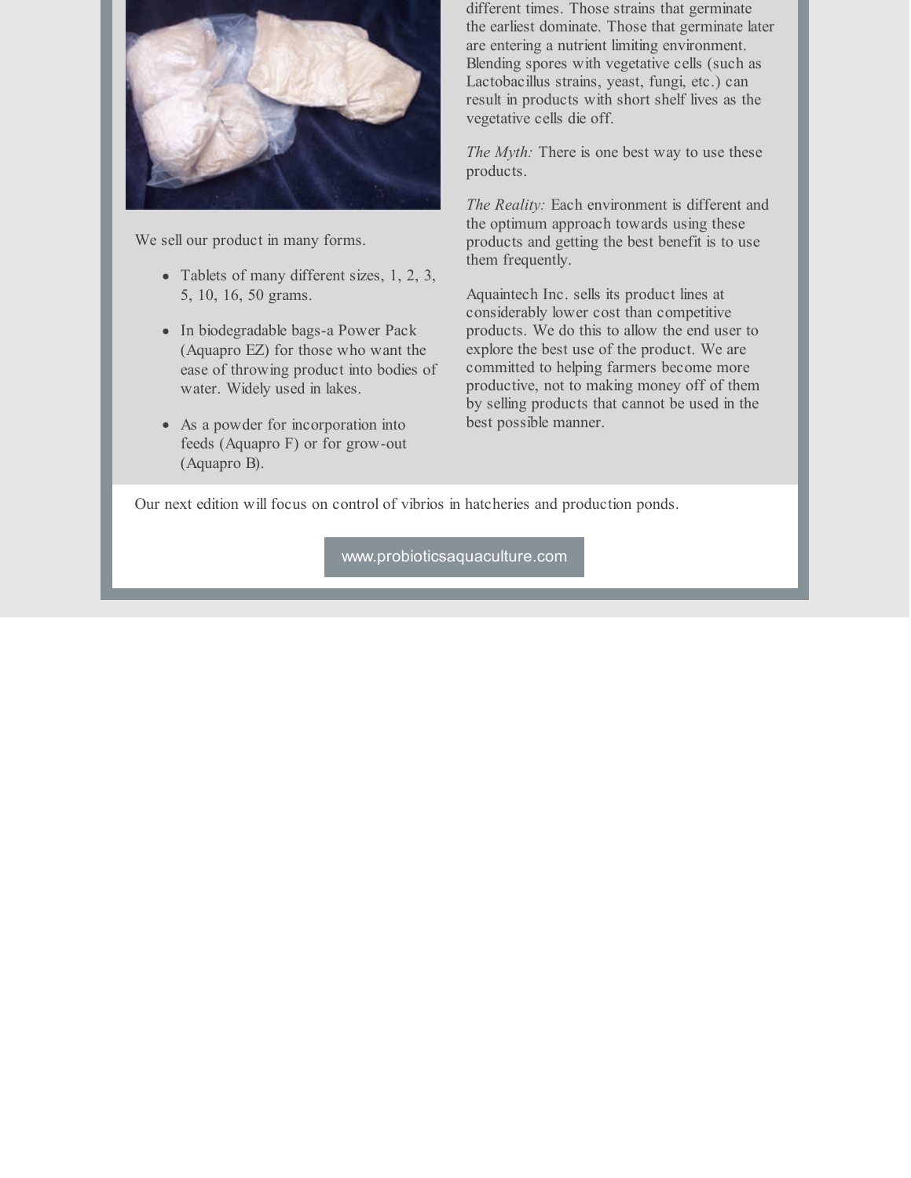We sell our product in many forms.

- Tablets of many different sizes, 1, 2, 3, 5, 10, 16, 50 grams.
- In biodegradable bags-a Power Pack (Aquapro EZ) for those who want the ease of throwing product into bodies of water. Widely used in lakes.
- As a powder for incorporation into feeds (Aquapro F) or for grow-out (Aquapro B).

different times. Those strains that germinate the earliest dominate. Those that germinate later are entering a nutrient limiting environment. Blending spores with vegetative cells (such as Lactobacillus strains, yeast, fungi, etc.) can result in products with short shelf lives as the vegetative cells die off.

*The Myth:* There is one best way to use these products.

*The Reality:* Each environment is different and the optimum approach towards using these products and getting the best benefit is to use them frequently.

Aquaintech Inc. sells its product lines at considerably lower cost than competitive products. We do this to allow the end user to explore the best use of the product. We are committed to helping farmers become more productive, not to making money off of them by selling products that cannot be used in the best possible manner.

Our next edition will focus on control of vibrios in hatcheries and production ponds.

www.probioticsaquaculture.com